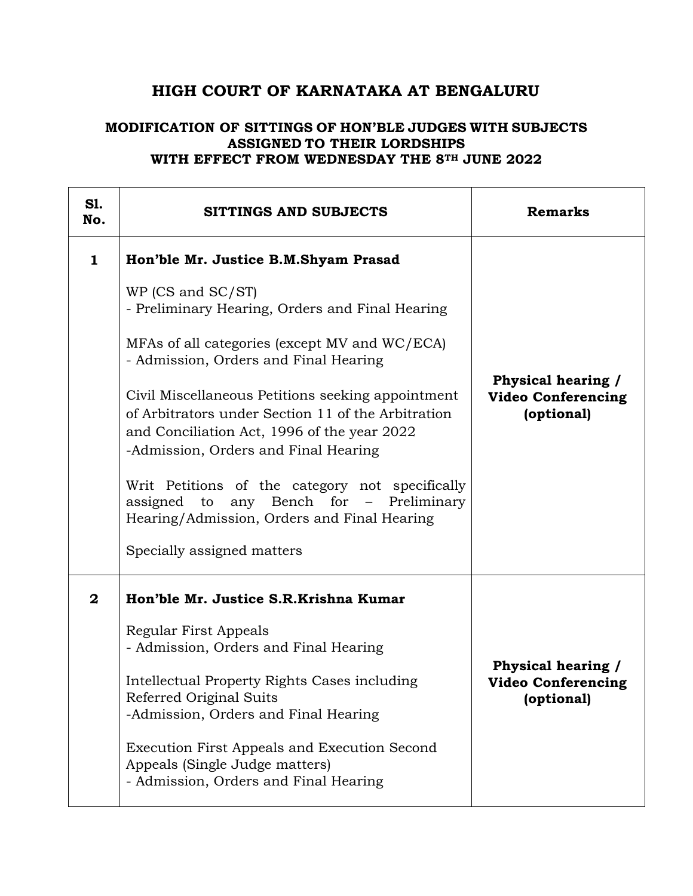# HIGH COURT OF KARNATAKA AT BENGALURU

## MODIFICATION OF SITTINGS OF HON'BLE JUDGES WITH SUBJECTS ASSIGNED TO THEIR LORDSHIPS WITH EFFECT FROM WEDNESDAY THE 8TH JUNE 2022

| Sl. No. | SITTINGS AND SUBJECTS | Remarks |
|---|---|---|
| 1 | **Hon'ble Mr. Justice B.M.Shyam Prasad**<br><br>WP (CS and SC/ST)<br>- Preliminary Hearing, Orders and Final Hearing<br><br>MFAs of all categories (except MV and WC/ECA)<br>- Admission, Orders and Final Hearing<br><br>Civil Miscellaneous Petitions seeking appointment of Arbitrators under Section 11 of the Arbitration and Conciliation Act, 1996 of the year 2022<br>-Admission, Orders and Final Hearing<br><br>Writ Petitions of the category not specifically assigned to any Bench for – Preliminary Hearing/Admission, Orders and Final Hearing<br><br>Specially assigned matters | **Physical hearing / Video Conferencing (optional)** |
| 2 | **Hon'ble Mr. Justice S.R.Krishna Kumar**<br><br>Regular First Appeals<br>- Admission, Orders and Final Hearing<br><br>Intellectual Property Rights Cases including Referred Original Suits<br>-Admission, Orders and Final Hearing<br><br>Execution First Appeals and Execution Second Appeals (Single Judge matters)<br>- Admission, Orders and Final Hearing | **Physical hearing / Video Conferencing (optional)** |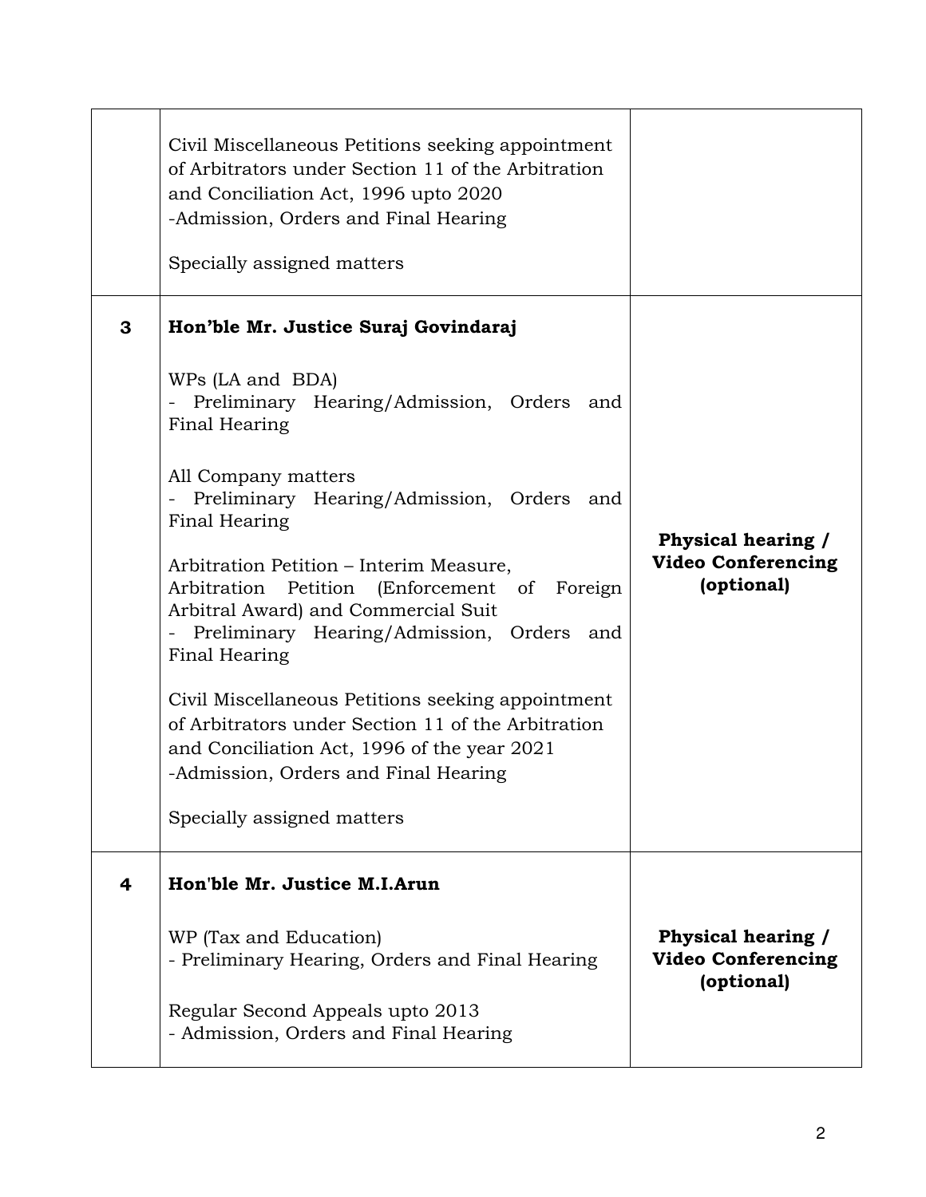| | | |
|---|---|---|
| | Civil Miscellaneous Petitions seeking appointment of Arbitrators under Section 11 of the Arbitration and Conciliation Act, 1996 upto 2020<br>-Admission, Orders and Final Hearing<br><br>Specially assigned matters | |
| **3** | **Hon'ble Mr. Justice Suraj Govindaraj**<br><br>WPs (LA and BDA)<br>- Preliminary Hearing/Admission, Orders and Final Hearing<br><br>All Company matters<br>- Preliminary Hearing/Admission, Orders and Final Hearing<br><br>Arbitration Petition – Interim Measure, Arbitration Petition (Enforcement of Foreign Arbitral Award) and Commercial Suit<br>- Preliminary Hearing/Admission, Orders and Final Hearing<br><br>Civil Miscellaneous Petitions seeking appointment of Arbitrators under Section 11 of the Arbitration and Conciliation Act, 1996 of the year 2021<br>-Admission, Orders and Final Hearing<br><br>Specially assigned matters | **Physical hearing / Video Conferencing (optional)** |
| **4** | **Hon'ble Mr. Justice M.I.Arun**<br><br>WP (Tax and Education)<br>- Preliminary Hearing, Orders and Final Hearing<br><br>Regular Second Appeals upto 2013<br>- Admission, Orders and Final Hearing | **Physical hearing / Video Conferencing (optional)** |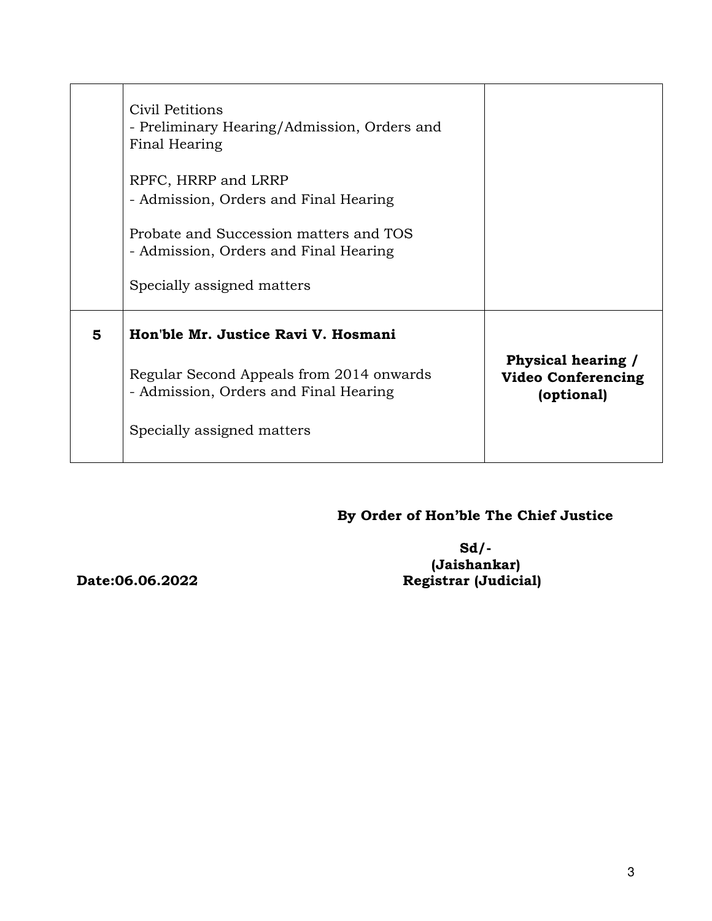| | | |
|---|---|---|
| | Civil Petitions<br>- Preliminary Hearing/Admission, Orders and Final Hearing<br><br>RPFC, HRRP and LRRP<br>- Admission, Orders and Final Hearing<br><br>Probate and Succession matters and TOS<br>- Admission, Orders and Final Hearing<br><br>Specially assigned matters | |
| **5** | **Hon'ble Mr. Justice Ravi V. Hosmani**<br><br>Regular Second Appeals from 2014 onwards<br>- Admission, Orders and Final Hearing<br><br>Specially assigned matters | **Physical hearing / Video Conferencing (optional)** |

**By Order of Hon'ble The Chief Justice**

**Sd/-**
**(Jaishankar)**
**Registrar (Judicial)**

**Date:06.06.2022**